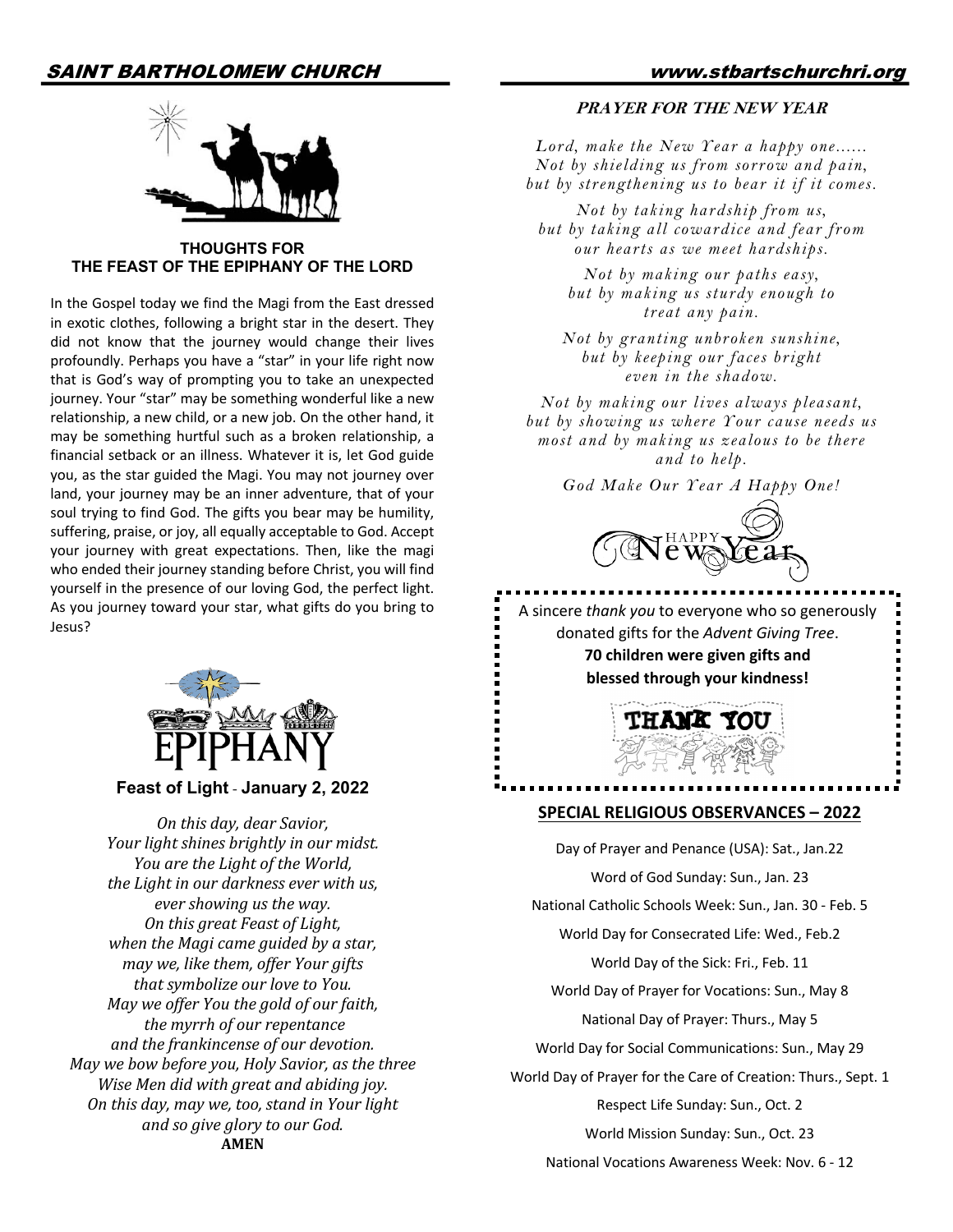## THOUGHTS FOR THE FEAST OF THE EPIPHANY OF THE LORD

In the Gospel today we find the Magi from the East dressed in exotic clothes, following a bright star in the desert. They did not know that the journey would change their lives profoundly. Perhaps you have a "star" in your life right now that is God's way of prompting you to take an unexpected journey. Your "star" may be something wonderful like a new relationship, a new child, or a new job. On the other hand, it may be something hurtful such as a broken relationship, a financial setback or an illness. Whatever it is, let God guide you, as the star guided the Magi. You may not journey over land, your journey may be an inner adventure, that of your soul trying to find God. The gifts you bear may be humility, suffering, praise, or joy, all equally acceptable to God. Accept your journey with great expectations. Then, like the magi who ended their journey standing before Christ, you will find yourself in the presence of our loving God, the perfect light. As you journey toward your star, what gifts do you bring to Jesus?

EPIPHANY

**Feast of Light - January 2, 2022**

*On this day, dear Savior,*
*Your light shines brightly in our midst.*
*You are the Light of the World,*
*the Light in our darkness ever with us,*
*ever showing us the way.*
*On this great Feast of Light,*
*when the Magi came guided by a star,*
*may we, like them, offer Your gifts*
*that symbolize our love to You.*
*May we offer You the gold of our faith,*
*the myrrh of our repentance*
*and the frankincense of our devotion.*
*May we bow before you, Holy Savior, as the three*
*Wise Men did with great and abiding joy.*
*On this day, may we, too, stand in Your light*
*and so give glory to our God.*
**AMEN**

### *PRAYER FOR THE NEW YEAR*

*Lord, make the New Year a happy one......*
*Not by shielding us from sorrow and pain,*
*but by strengthening us to bear it if it comes.*

*Not by taking hardship from us,*
*but by taking all cowardice and fear from our hearts as we meet hardships.*

*Not by making our paths easy,*
*but by making us sturdy enough to treat any pain.*

*Not by granting unbroken sunshine,*
*but by keeping our faces bright even in the shadow.*

*Not by making our lives always pleasant,*
*but by showing us where Your cause needs us most and by making us zealous to be there and to help.*

*God Make Our Year A Happy One!*

Happy New Year

A sincere *thank you* to everyone who so generously donated gifts for the *Advent Giving Tree*.
**70 children were given gifts and blessed through your kindness!**

THANK YOU

## SPECIAL RELIGIOUS OBSERVANCES – 2022

Day of Prayer and Penance (USA): Sat., Jan.22

Word of God Sunday: Sun., Jan. 23

National Catholic Schools Week: Sun., Jan. 30 - Feb. 5

World Day for Consecrated Life: Wed., Feb.2

World Day of the Sick: Fri., Feb. 11

World Day of Prayer for Vocations: Sun., May 8

National Day of Prayer: Thurs., May 5

World Day for Social Communications: Sun., May 29

World Day of Prayer for the Care of Creation: Thurs., Sept. 1

Respect Life Sunday: Sun., Oct. 2

World Mission Sunday: Sun., Oct. 23

National Vocations Awareness Week: Nov. 6 - 12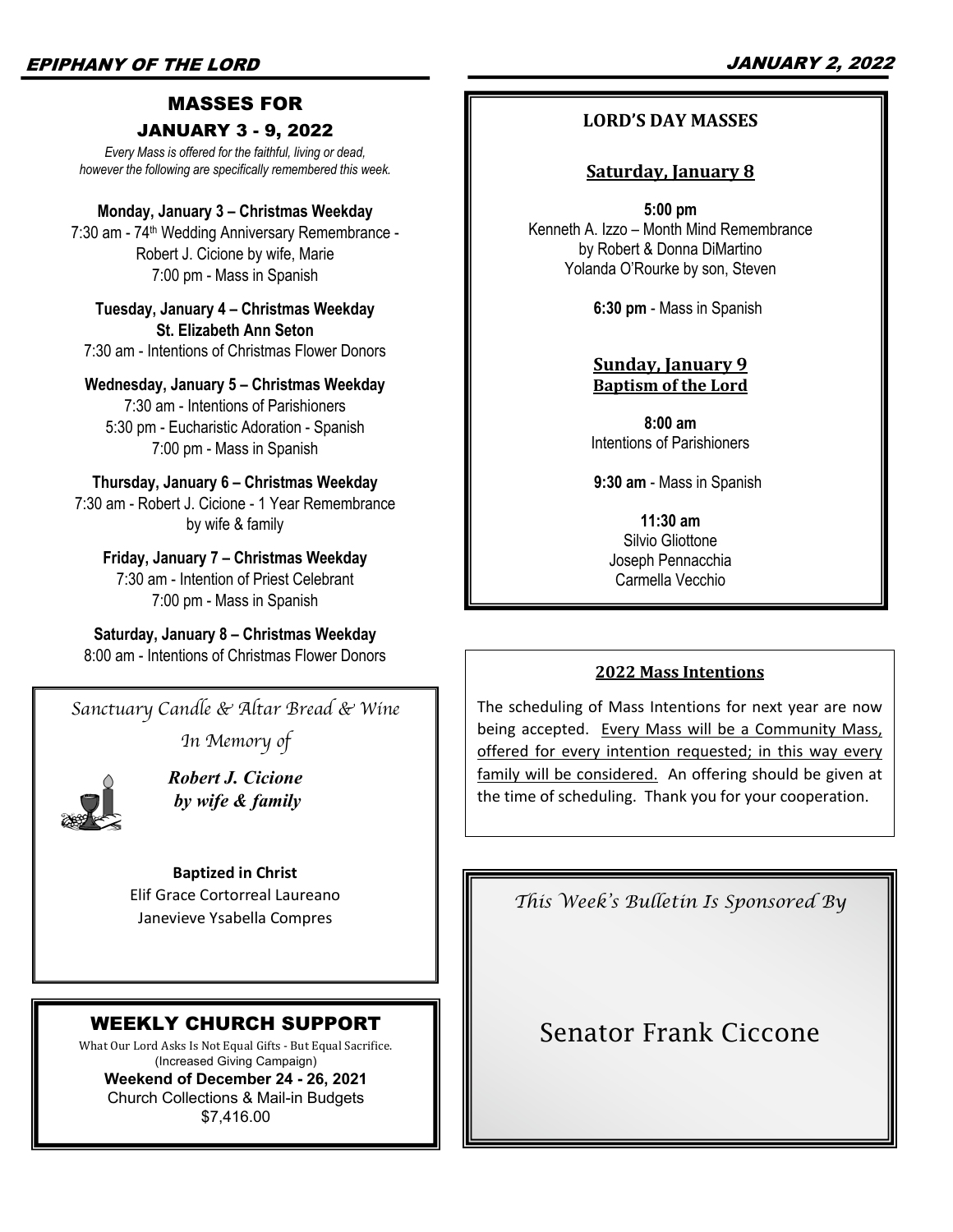## MASSES FOR JANUARY 3 - 9, 2022

*Every Mass is offered for the faithful, living or dead, however the following are specifically remembered this week.*

**Monday, January 3 – Christmas Weekday**
7:30 am - 74th Wedding Anniversary Remembrance - Robert J. Cicione by wife, Marie
7:00 pm - Mass in Spanish

**Tuesday, January 4 – Christmas Weekday**
**St. Elizabeth Ann Seton**
7:30 am - Intentions of Christmas Flower Donors

**Wednesday, January 5 – Christmas Weekday**
7:30 am - Intentions of Parishioners
5:30 pm - Eucharistic Adoration - Spanish
7:00 pm - Mass in Spanish

**Thursday, January 6 – Christmas Weekday**
7:30 am - Robert J. Cicione - 1 Year Remembrance by wife & family

**Friday, January 7 – Christmas Weekday**
7:30 am - Intention of Priest Celebrant
7:00 pm - Mass in Spanish

**Saturday, January 8 – Christmas Weekday**
8:00 am - Intentions of Christmas Flower Donors

*Sanctuary Candle & Altar Bread & Wine*

*In Memory of*

***Robert J. Cicione***
***by wife & family***

**Baptized in Christ**
Elif Grace Cortorreal Laureano
Janevieve Ysabella Compres

## WEEKLY CHURCH SUPPORT

What Our Lord Asks Is Not Equal Gifts - But Equal Sacrifice.
(Increased Giving Campaign)

**Weekend of December 24 - 26, 2021**
Church Collections & Mail-in Budgets
$7,416.00

## LORD'S DAY MASSES

**Saturday, January 8**

**5:00 pm**
Kenneth A. Izzo – Month Mind Remembrance by Robert & Donna DiMartino
Yolanda O'Rourke by son, Steven

**6:30 pm** - Mass in Spanish

**Sunday, January 9**
**Baptism of the Lord**

**8:00 am**
Intentions of Parishioners

**9:30 am** - Mass in Spanish

**11:30 am**
Silvio Gliottone
Joseph Pennacchia
Carmella Vecchio

### 2022 Mass Intentions

The scheduling of Mass Intentions for next year are now being accepted. Every Mass will be a Community Mass, offered for every intention requested; in this way every family will be considered. An offering should be given at the time of scheduling. Thank you for your cooperation.

*This Week's Bulletin Is Sponsored By*

Senator Frank Ciccone